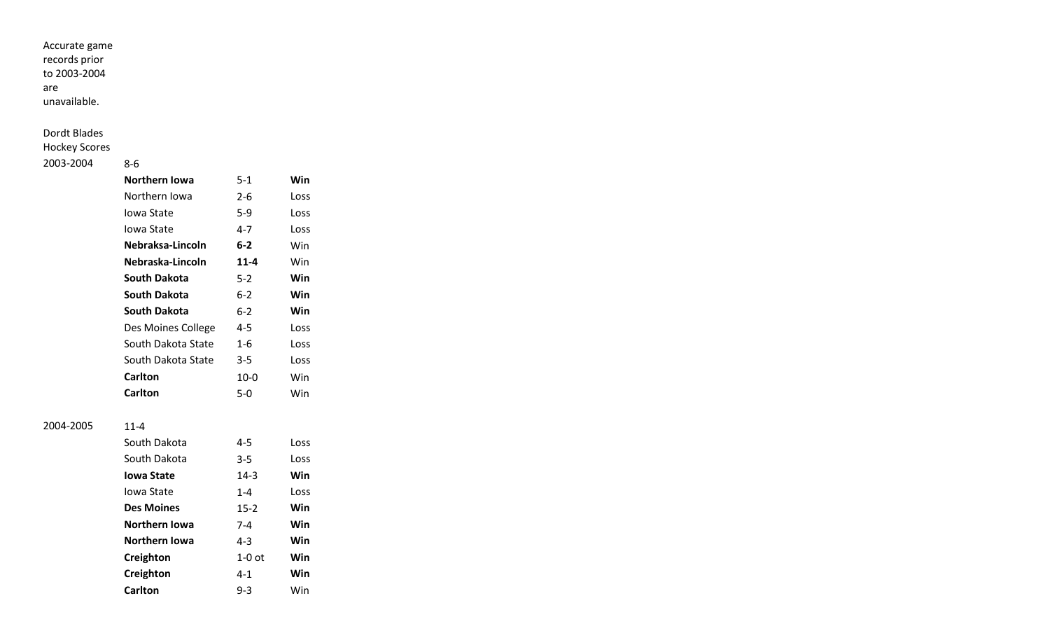Accurate game records prior to 2003-2004 are unavailable.

Dordt Blades Hockey Scores

| | | | |
|---|---|---|---|
| 2003-2004 | 8-6 | | |
| | **Northern Iowa** | 5-1 | **Win** |
| | Northern Iowa | 2-6 | Loss |
| | Iowa State | 5-9 | Loss |
| | Iowa State | 4-7 | Loss |
| | **Nebraksa-Lincoln** | **6-2** | Win |
| | **Nebraska-Lincoln** | **11-4** | Win |
| | **South Dakota** | 5-2 | **Win** |
| | **South Dakota** | 6-2 | **Win** |
| | **South Dakota** | 6-2 | **Win** |
| | Des Moines College | 4-5 | Loss |
| | South Dakota State | 1-6 | Loss |
| | South Dakota State | 3-5 | Loss |
| | **Carlton** | 10-0 | Win |
| | **Carlton** | 5-0 | Win |
| 2004-2005 | 11-4 | | |
| | South Dakota | 4-5 | Loss |
| | South Dakota | 3-5 | Loss |
| | **Iowa State** | 14-3 | **Win** |
| | Iowa State | 1-4 | Loss |
| | **Des Moines** | 15-2 | **Win** |
| | **Northern Iowa** | 7-4 | **Win** |
| | **Northern Iowa** | 4-3 | **Win** |
| | **Creighton** | 1-0 ot | **Win** |
| | **Creighton** | 4-1 | **Win** |
| | **Carlton** | 9-3 | Win |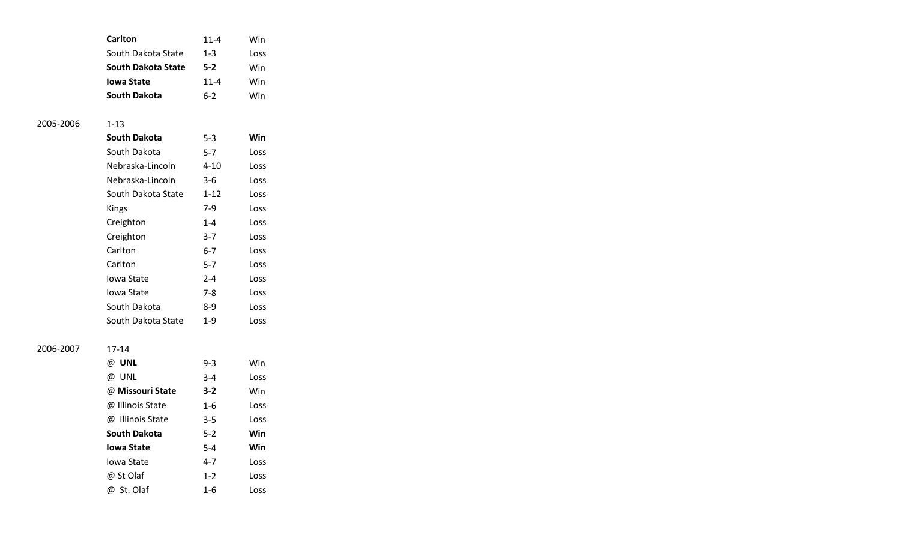| | | | |
|---|---|---|---|
| | **Carlton** | 11-4 | Win |
| | South Dakota State | 1-3 | Loss |
| | **South Dakota State** | **5-2** | Win |
| | **Iowa State** | 11-4 | Win |
| | **South Dakota** | 6-2 | Win |
| | | | |
| 2005-2006 | 1-13 | | |
| | **South Dakota** | 5-3 | **Win** |
| | South Dakota | 5-7 | Loss |
| | Nebraska-Lincoln | 4-10 | Loss |
| | Nebraska-Lincoln | 3-6 | Loss |
| | South Dakota State | 1-12 | Loss |
| | Kings | 7-9 | Loss |
| | Creighton | 1-4 | Loss |
| | Creighton | 3-7 | Loss |
| | Carlton | 6-7 | Loss |
| | Carlton | 5-7 | Loss |
| | Iowa State | 2-4 | Loss |
| | Iowa State | 7-8 | Loss |
| | South Dakota | 8-9 | Loss |
| | South Dakota State | 1-9 | Loss |
| | | | |
| 2006-2007 | 17-14 | | |
| | @ **UNL** | 9-3 | Win |
| | @ UNL | 3-4 | Loss |
| | @ **Missouri State** | **3-2** | Win |
| | @ Illinois State | 1-6 | Loss |
| | @ Illinois State | 3-5 | Loss |
| | **South Dakota** | 5-2 | **Win** |
| | **Iowa State** | 5-4 | **Win** |
| | Iowa State | 4-7 | Loss |
| | @ St Olaf | 1-2 | Loss |
| | @ St. Olaf | 1-6 | Loss |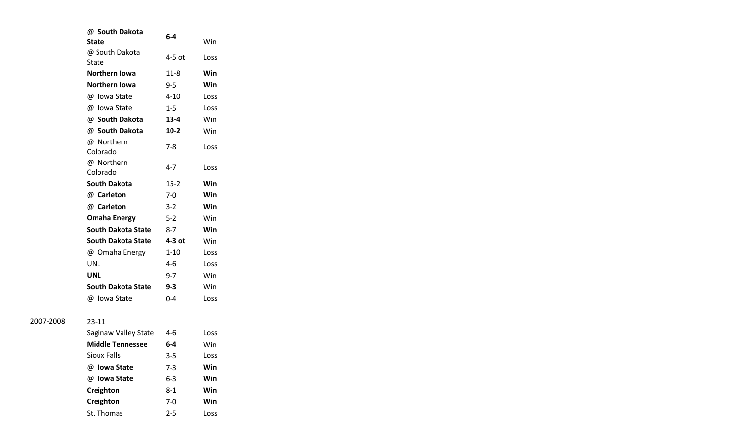| | | | |
|---|---|---|---|
| | @ **South Dakota State** | **6-4** | Win |
| | @ South Dakota State | 4-5 ot | Loss |
| | **Northern Iowa** | 11-8 | **Win** |
| | **Northern Iowa** | 9-5 | **Win** |
| | @ Iowa State | 4-10 | Loss |
| | @ Iowa State | 1-5 | Loss |
| | @ **South Dakota** | **13-4** | Win |
| | @ **South Dakota** | **10-2** | Win |
| | @ Northern Colorado | 7-8 | Loss |
| | @ Northern Colorado | 4-7 | Loss |
| | **South Dakota** | 15-2 | **Win** |
| | @ **Carleton** | 7-0 | **Win** |
| | @ **Carleton** | 3-2 | **Win** |
| | **Omaha Energy** | 5-2 | Win |
| | **South Dakota State** | 8-7 | **Win** |
| | **South Dakota State** | **4-3 ot** | Win |
| | @ Omaha Energy | 1-10 | Loss |
| | UNL | 4-6 | Loss |
| | **UNL** | 9-7 | Win |
| | **South Dakota State** | **9-3** | Win |
| | @ Iowa State | 0-4 | Loss |
| 2007-2008 | 23-11 | | |
| | Saginaw Valley State | 4-6 | Loss |
| | **Middle Tennessee** | **6-4** | Win |
| | Sioux Falls | 3-5 | Loss |
| | @ **Iowa State** | 7-3 | **Win** |
| | @ **Iowa State** | 6-3 | **Win** |
| | **Creighton** | 8-1 | **Win** |
| | **Creighton** | 7-0 | **Win** |
| | St. Thomas | 2-5 | Loss |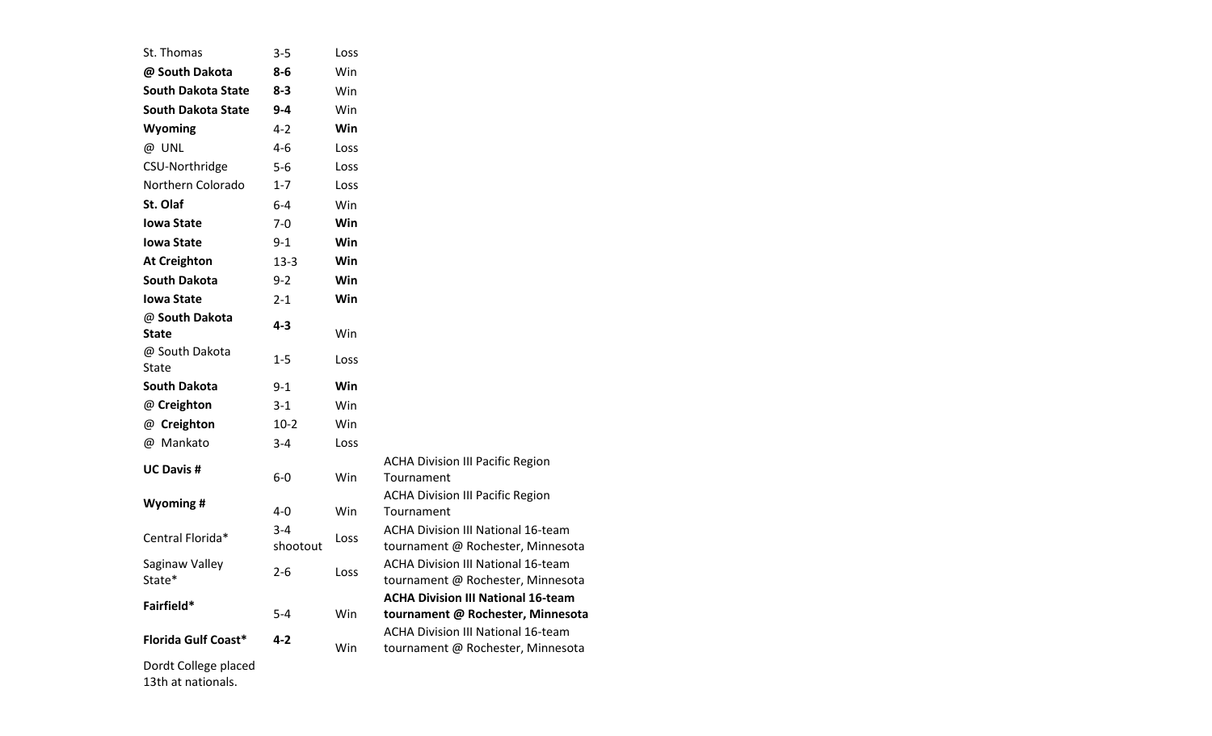| | | | |
|---|---|---|---|
| St. Thomas | 3-5 | Loss | |
| **@ South Dakota** | **8-6** | Win | |
| **South Dakota State** | **8-3** | Win | |
| **South Dakota State** | **9-4** | Win | |
| **Wyoming** | 4-2 | **Win** | |
| @ UNL | 4-6 | Loss | |
| CSU-Northridge | 5-6 | Loss | |
| Northern Colorado | 1-7 | Loss | |
| **St. Olaf** | 6-4 | Win | |
| **Iowa State** | 7-0 | **Win** | |
| **Iowa State** | 9-1 | **Win** | |
| **At Creighton** | 13-3 | **Win** | |
| **South Dakota** | 9-2 | **Win** | |
| **Iowa State** | 2-1 | **Win** | |
| @ **South Dakota State** | **4-3** | Win | |
| @ South Dakota State | 1-5 | Loss | |
| **South Dakota** | 9-1 | **Win** | |
| @ **Creighton** | 3-1 | Win | |
| @ **Creighton** | 10-2 | Win | |
| @ Mankato | 3-4 | Loss | |
| **UC Davis #** | 6-0 | Win | ACHA Division III Pacific Region Tournament |
| **Wyoming #** | 4-0 | Win | ACHA Division III Pacific Region Tournament |
| Central Florida* | 3-4 shootout | Loss | ACHA Division III National 16-team tournament @ Rochester, Minnesota |
| Saginaw Valley State* | 2-6 | Loss | ACHA Division III National 16-team tournament @ Rochester, Minnesota |
| **Fairfield*** | 5-4 | Win | **ACHA Division III National 16-team tournament @ Rochester, Minnesota** |
| **Florida Gulf Coast*** | **4-2** | Win | ACHA Division III National 16-team tournament @ Rochester, Minnesota |

Dordt College placed 13th at nationals.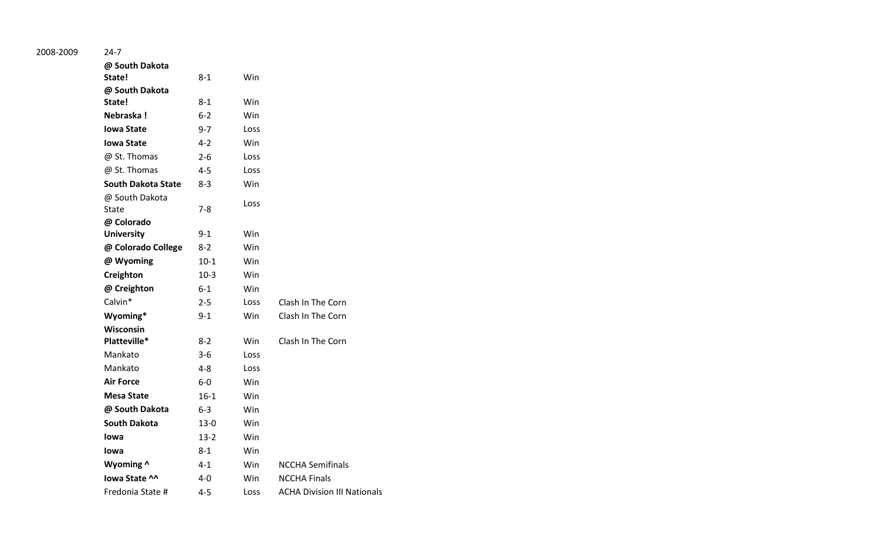| | | | | |
|---|---|---|---|---|
| 2008-2009 | 24-7 | | | |
| | **@ South Dakota State!** | 8-1 | Win | |
| | **@ South Dakota State!** | 8-1 | Win | |
| | **Nebraska !** | 6-2 | Win | |
| | **Iowa State** | 9-7 | Loss | |
| | **Iowa State** | 4-2 | Win | |
| | @ St. Thomas | 2-6 | Loss | |
| | @ St. Thomas | 4-5 | Loss | |
| | **South Dakota State** | 8-3 | Win | |
| | @ South Dakota State | 7-8 | Loss | |
| | **@ Colorado University** | 9-1 | Win | |
| | **@ Colorado College** | 8-2 | Win | |
| | **@ Wyoming** | 10-1 | Win | |
| | **Creighton** | 10-3 | Win | |
| | **@ Creighton** | 6-1 | Win | |
| | Calvin* | 2-5 | Loss | Clash In The Corn |
| | **Wyoming*** | 9-1 | Win | Clash In The Corn |
| | **Wisconsin Platteville*** | 8-2 | Win | Clash In The Corn |
| | Mankato | 3-6 | Loss | |
| | Mankato | 4-8 | Loss | |
| | **Air Force** | 6-0 | Win | |
| | **Mesa State** | 16-1 | Win | |
| | **@ South Dakota** | 6-3 | Win | |
| | **South Dakota** | 13-0 | Win | |
| | **Iowa** | 13-2 | Win | |
| | **Iowa** | 8-1 | Win | |
| | **Wyoming ^** | 4-1 | Win | NCCHA Semifinals |
| | **Iowa State ^^** | 4-0 | Win | NCCHA Finals |
| | Fredonia State # | 4-5 | Loss | ACHA Division III Nationals |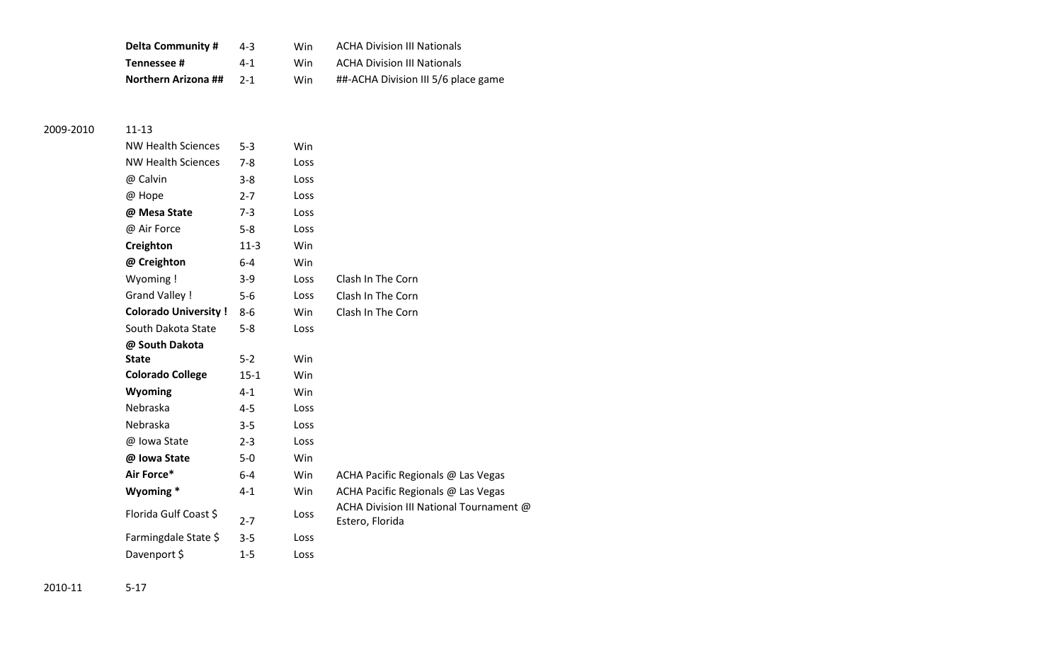| | | | | |
|---|---|---|---|---|
| | **Delta Community #** | 4-3 | Win | ACHA Division III Nationals |
| | **Tennessee #** | 4-1 | Win | ACHA Division III Nationals |
| | **Northern Arizona ##** | 2-1 | Win | ##-ACHA Division III 5/6 place game |
| | | | | |
| 2009-2010 | 11-13 | | | |
| | NW Health Sciences | 5-3 | Win | |
| | NW Health Sciences | 7-8 | Loss | |
| | @ Calvin | 3-8 | Loss | |
| | @ Hope | 2-7 | Loss | |
| | **@ Mesa State** | 7-3 | Loss | |
| | @ Air Force | 5-8 | Loss | |
| | **Creighton** | 11-3 | Win | |
| | **@ Creighton** | 6-4 | Win | |
| | Wyoming ! | 3-9 | Loss | Clash In The Corn |
| | Grand Valley ! | 5-6 | Loss | Clash In The Corn |
| | **Colorado University !** | 8-6 | Win | Clash In The Corn |
| | South Dakota State | 5-8 | Loss | |
| | **@ South Dakota State** | 5-2 | Win | |
| | **Colorado College** | 15-1 | Win | |
| | **Wyoming** | 4-1 | Win | |
| | Nebraska | 4-5 | Loss | |
| | Nebraska | 3-5 | Loss | |
| | @ Iowa State | 2-3 | Loss | |
| | **@ Iowa State** | 5-0 | Win | |
| | **Air Force*** | 6-4 | Win | ACHA Pacific Regionals @ Las Vegas |
| | **Wyoming *** | 4-1 | Win | ACHA Pacific Regionals @ Las Vegas |
| | Florida Gulf Coast $ | 2-7 | Loss | ACHA Division III National Tournament @ Estero, Florida |
| | Farmingdale State $ | 3-5 | Loss | |
| | Davenport $ | 1-5 | Loss | |
| | | | | |
| 2010-11 | 5-17 | | | |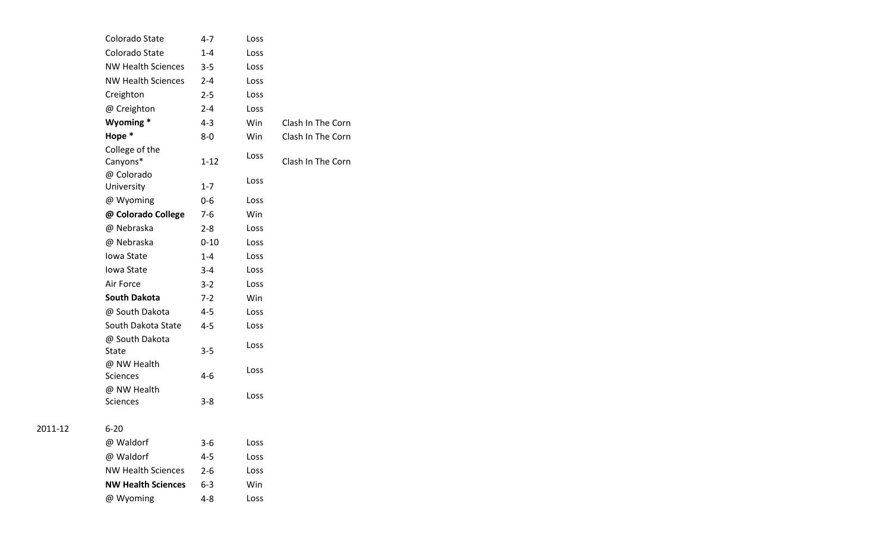| | | | | |
|---|---|---|---|---|
| | Colorado State | 4-7 | Loss | |
| | Colorado State | 1-4 | Loss | |
| | NW Health Sciences | 3-5 | Loss | |
| | NW Health Sciences | 2-4 | Loss | |
| | Creighton | 2-5 | Loss | |
| | @ Creighton | 2-4 | Loss | |
| | **Wyoming \*** | 4-3 | Win | Clash In The Corn |
| | **Hope \*** | 8-0 | Win | Clash In The Corn |
| | College of the Canyons* | 1-12 | Loss | Clash In The Corn |
| | @ Colorado University | 1-7 | Loss | |
| | @ Wyoming | 0-6 | Loss | |
| | **@ Colorado College** | 7-6 | Win | |
| | @ Nebraska | 2-8 | Loss | |
| | @ Nebraska | 0-10 | Loss | |
| | Iowa State | 1-4 | Loss | |
| | Iowa State | 3-4 | Loss | |
| | Air Force | 3-2 | Loss | |
| | **South Dakota** | 7-2 | Win | |
| | @ South Dakota | 4-5 | Loss | |
| | South Dakota State | 4-5 | Loss | |
| | @ South Dakota State | 3-5 | Loss | |
| | @ NW Health Sciences | 4-6 | Loss | |
| | @ NW Health Sciences | 3-8 | Loss | |
| 2011-12 | 6-20 | | | |
| | @ Waldorf | 3-6 | Loss | |
| | @ Waldorf | 4-5 | Loss | |
| | NW Health Sciences | 2-6 | Loss | |
| | **NW Health Sciences** | 6-3 | Win | |
| | @ Wyoming | 4-8 | Loss | |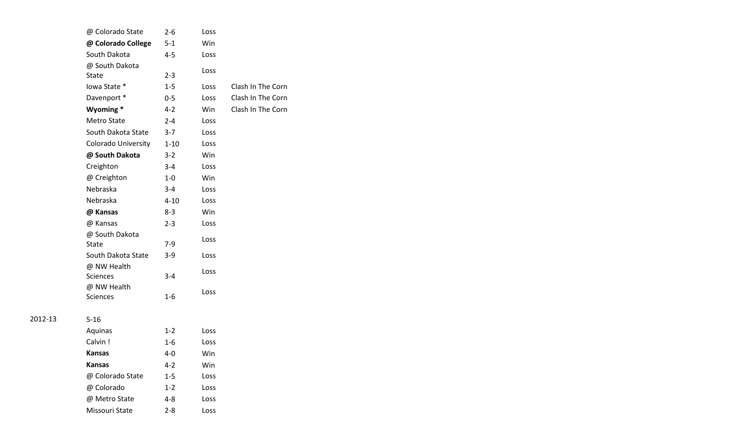| | | | | |
|---|---|---|---|---|
| | @ Colorado State | 2-6 | Loss | |
| | **@ Colorado College** | 5-1 | Win | |
| | South Dakota | 4-5 | Loss | |
| | @ South Dakota State | 2-3 | Loss | |
| | Iowa State * | 1-5 | Loss | Clash In The Corn |
| | Davenport * | 0-5 | Loss | Clash In The Corn |
| | **Wyoming *** | 4-2 | Win | Clash In The Corn |
| | Metro State | 2-4 | Loss | |
| | South Dakota State | 3-7 | Loss | |
| | Colorado University | 1-10 | Loss | |
| | **@ South Dakota** | 3-2 | Win | |
| | Creighton | 3-4 | Loss | |
| | @ Creighton | 1-0 | Win | |
| | Nebraska | 3-4 | Loss | |
| | Nebraska | 4-10 | Loss | |
| | **@ Kansas** | 8-3 | Win | |
| | @ Kansas | 2-3 | Loss | |
| | @ South Dakota State | 7-9 | Loss | |
| | South Dakota State | 3-9 | Loss | |
| | @ NW Health Sciences | 3-4 | Loss | |
| | @ NW Health Sciences | 1-6 | Loss | |
| 2012-13 | 5-16 | | | |
| | Aquinas | 1-2 | Loss | |
| | Calvin ! | 1-6 | Loss | |
| | **Kansas** | 4-0 | Win | |
| | **Kansas** | 4-2 | Win | |
| | @ Colorado State | 1-5 | Loss | |
| | @ Colorado | 1-2 | Loss | |
| | @ Metro State | 4-8 | Loss | |
| | Missouri State | 2-8 | Loss | |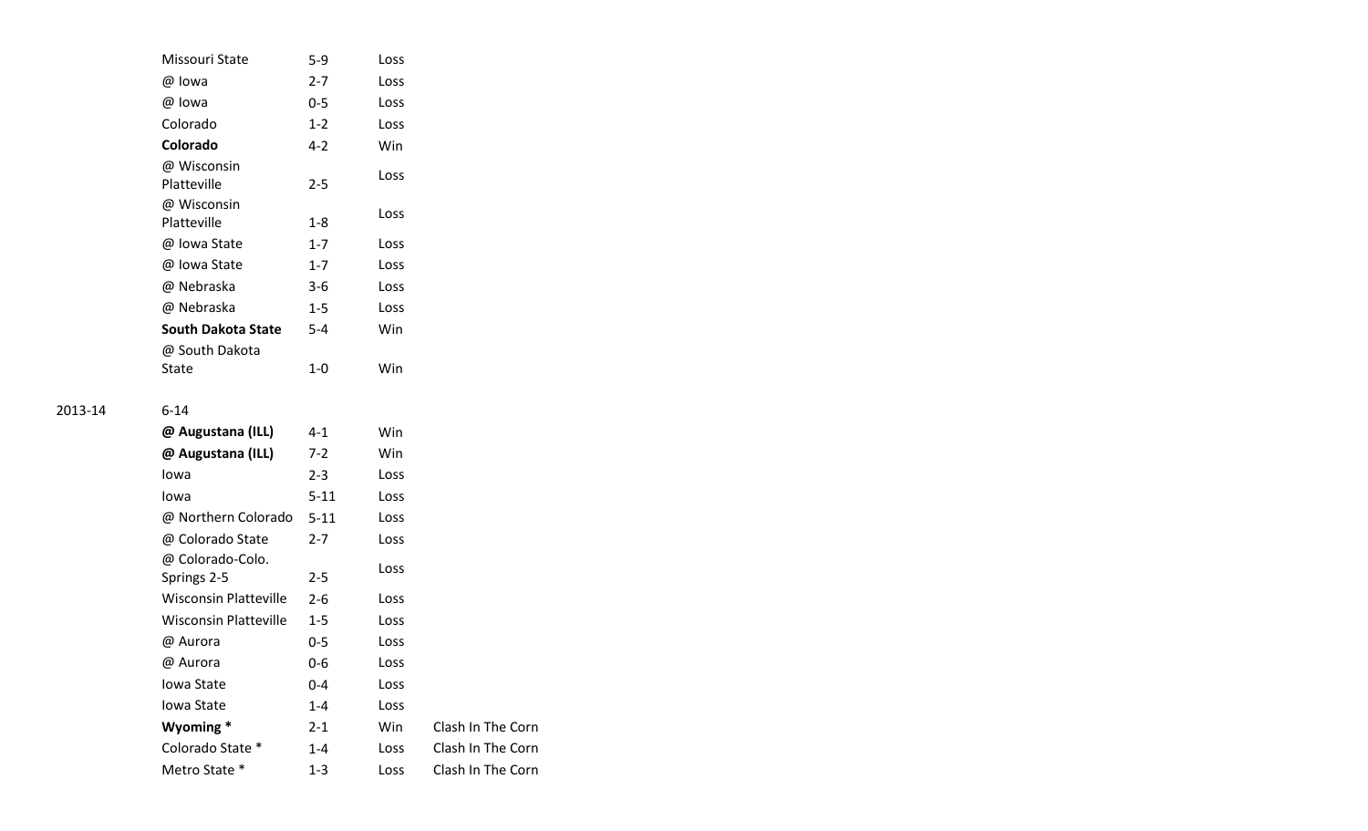| | | | | |
|---|---|---|---|---|
| | Missouri State | 5-9 | Loss | |
| | @ Iowa | 2-7 | Loss | |
| | @ Iowa | 0-5 | Loss | |
| | Colorado | 1-2 | Loss | |
| | **Colorado** | 4-2 | Win | |
| | @ Wisconsin Platteville | 2-5 | Loss | |
| | @ Wisconsin Platteville | 1-8 | Loss | |
| | @ Iowa State | 1-7 | Loss | |
| | @ Iowa State | 1-7 | Loss | |
| | @ Nebraska | 3-6 | Loss | |
| | @ Nebraska | 1-5 | Loss | |
| | **South Dakota State** | 5-4 | Win | |
| | @ South Dakota State | 1-0 | Win | |
| 2013-14 | 6-14 | | | |
| | **@ Augustana (ILL)** | 4-1 | Win | |
| | **@ Augustana (ILL)** | 7-2 | Win | |
| | Iowa | 2-3 | Loss | |
| | Iowa | 5-11 | Loss | |
| | @ Northern Colorado | 5-11 | Loss | |
| | @ Colorado State | 2-7 | Loss | |
| | @ Colorado-Colo. Springs 2-5 | 2-5 | Loss | |
| | Wisconsin Platteville | 2-6 | Loss | |
| | Wisconsin Platteville | 1-5 | Loss | |
| | @ Aurora | 0-5 | Loss | |
| | @ Aurora | 0-6 | Loss | |
| | Iowa State | 0-4 | Loss | |
| | Iowa State | 1-4 | Loss | |
| | **Wyoming *** | 2-1 | Win | Clash In The Corn |
| | Colorado State * | 1-4 | Loss | Clash In The Corn |
| | Metro State * | 1-3 | Loss | Clash In The Corn |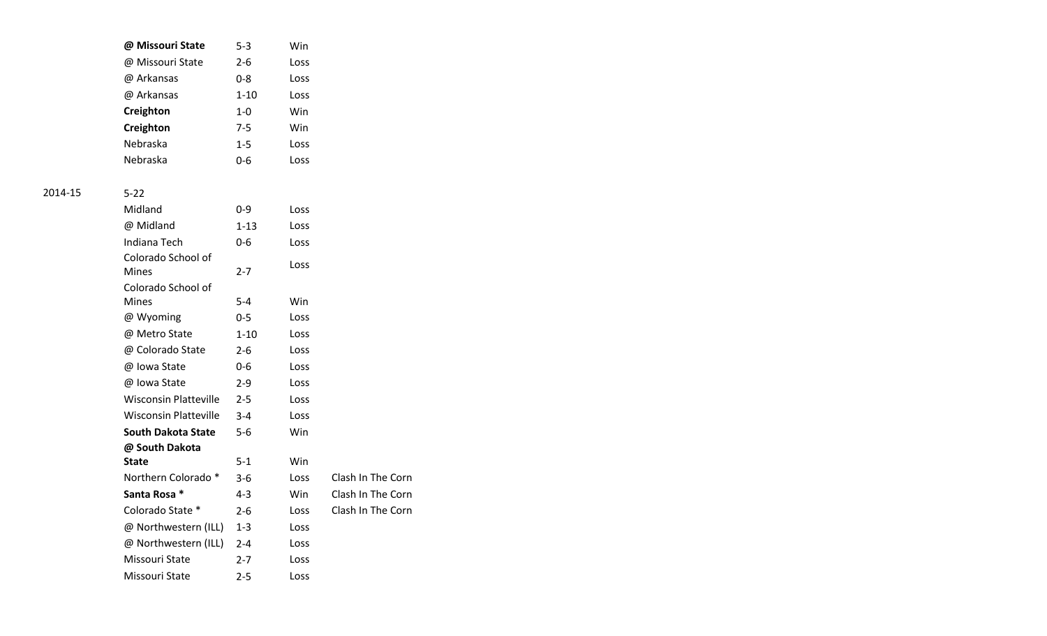| | | | | |
|---|---|---|---|---|
| | **@ Missouri State** | 5-3 | Win | |
| | @ Missouri State | 2-6 | Loss | |
| | @ Arkansas | 0-8 | Loss | |
| | @ Arkansas | 1-10 | Loss | |
| | **Creighton** | 1-0 | Win | |
| | **Creighton** | 7-5 | Win | |
| | Nebraska | 1-5 | Loss | |
| | Nebraska | 0-6 | Loss | |
| | | | | |
| 2014-15 | 5-22 | | | |
| | Midland | 0-9 | Loss | |
| | @ Midland | 1-13 | Loss | |
| | Indiana Tech | 0-6 | Loss | |
| | Colorado School of Mines | 2-7 | Loss | |
| | Colorado School of Mines | 5-4 | Win | |
| | @ Wyoming | 0-5 | Loss | |
| | @ Metro State | 1-10 | Loss | |
| | @ Colorado State | 2-6 | Loss | |
| | @ Iowa State | 0-6 | Loss | |
| | @ Iowa State | 2-9 | Loss | |
| | Wisconsin Platteville | 2-5 | Loss | |
| | Wisconsin Platteville | 3-4 | Loss | |
| | **South Dakota State** | 5-6 | Win | |
| | **@ South Dakota State** | 5-1 | Win | |
| | Northern Colorado * | 3-6 | Loss | Clash In The Corn |
| | **Santa Rosa *** | 4-3 | Win | Clash In The Corn |
| | Colorado State * | 2-6 | Loss | Clash In The Corn |
| | @ Northwestern (ILL) | 1-3 | Loss | |
| | @ Northwestern (ILL) | 2-4 | Loss | |
| | Missouri State | 2-7 | Loss | |
| | Missouri State | 2-5 | Loss | |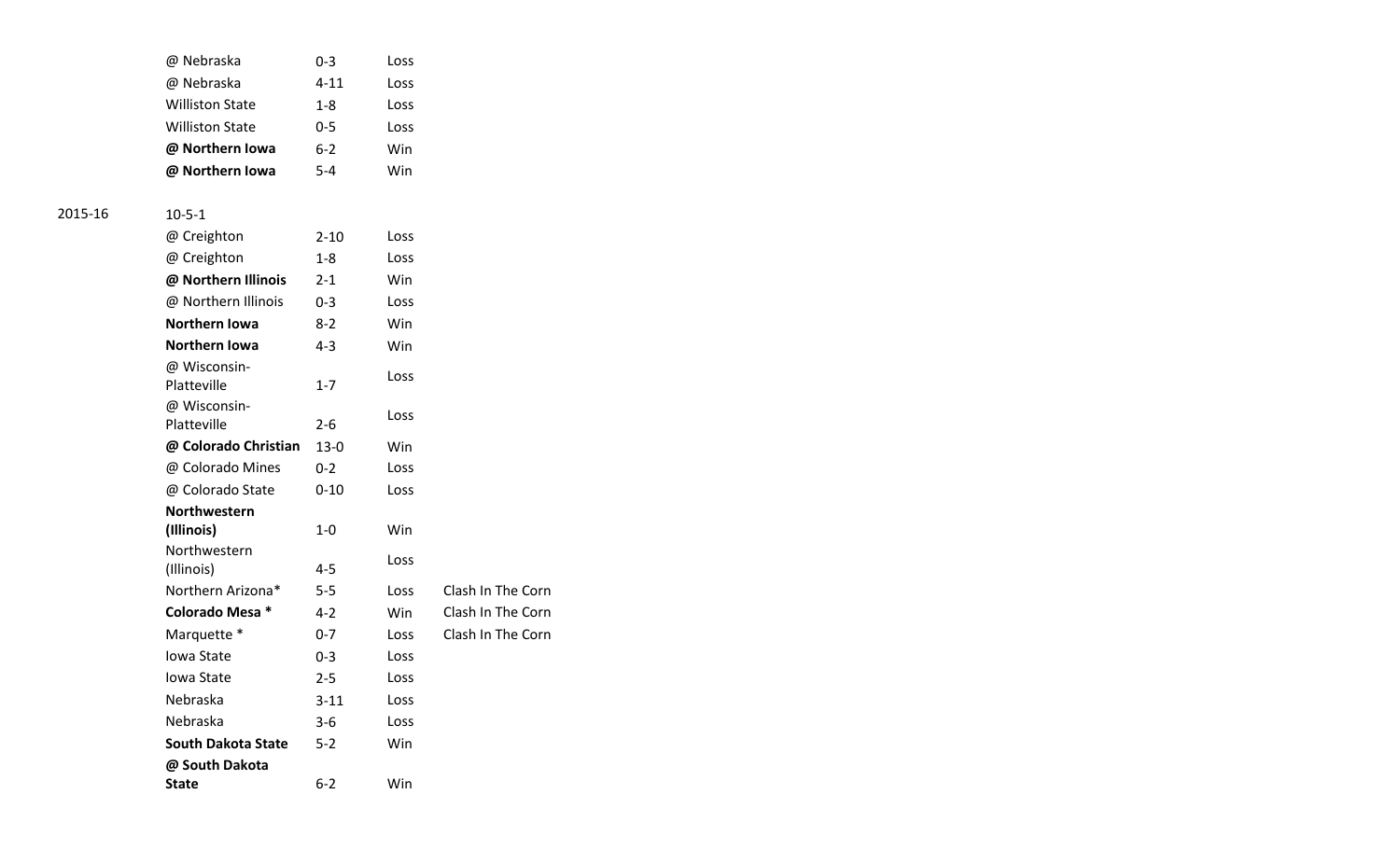| | | | | |
|---|---|---|---|---|
| | @ Nebraska | 0-3 | Loss | |
| | @ Nebraska | 4-11 | Loss | |
| | Williston State | 1-8 | Loss | |
| | Williston State | 0-5 | Loss | |
| | **@ Northern Iowa** | 6-2 | Win | |
| | **@ Northern Iowa** | 5-4 | Win | |
| | | | | |
| 2015-16 | 10-5-1 | | | |
| | @ Creighton | 2-10 | Loss | |
| | @ Creighton | 1-8 | Loss | |
| | **@ Northern Illinois** | 2-1 | Win | |
| | @ Northern Illinois | 0-3 | Loss | |
| | **Northern Iowa** | 8-2 | Win | |
| | **Northern Iowa** | 4-3 | Win | |
| | @ Wisconsin-Platteville | 1-7 | Loss | |
| | @ Wisconsin-Platteville | 2-6 | Loss | |
| | **@ Colorado Christian** | 13-0 | Win | |
| | @ Colorado Mines | 0-2 | Loss | |
| | @ Colorado State | 0-10 | Loss | |
| | **Northwestern (Illinois)** | 1-0 | Win | |
| | Northwestern (Illinois) | 4-5 | Loss | |
| | Northern Arizona* | 5-5 | Loss | Clash In The Corn |
| | **Colorado Mesa *** | 4-2 | Win | Clash In The Corn |
| | Marquette * | 0-7 | Loss | Clash In The Corn |
| | Iowa State | 0-3 | Loss | |
| | Iowa State | 2-5 | Loss | |
| | Nebraska | 3-11 | Loss | |
| | Nebraska | 3-6 | Loss | |
| | **South Dakota State** | 5-2 | Win | |
| | **@ South Dakota State** | 6-2 | Win | |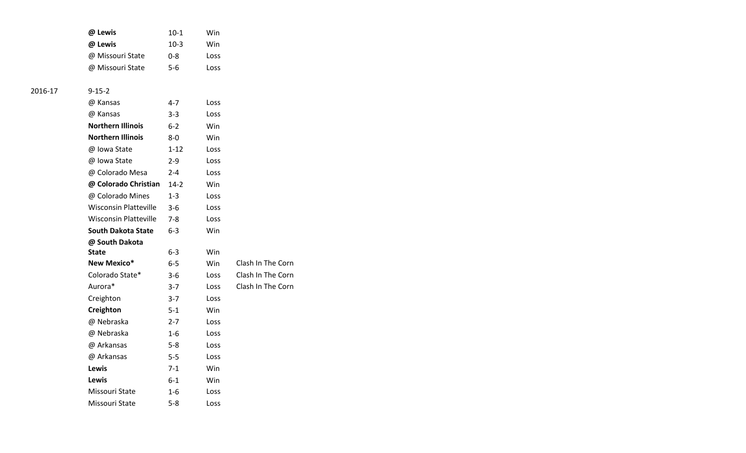| | | | | |
|---|---|---|---|---|
| | **@ Lewis** | 10-1 | Win | |
| | **@ Lewis** | 10-3 | Win | |
| | @ Missouri State | 0-8 | Loss | |
| | @ Missouri State | 5-6 | Loss | |
| 2016-17 | 9-15-2 | | | |
| | @ Kansas | 4-7 | Loss | |
| | @ Kansas | 3-3 | Loss | |
| | **Northern Illinois** | 6-2 | Win | |
| | **Northern Illinois** | 8-0 | Win | |
| | @ Iowa State | 1-12 | Loss | |
| | @ Iowa State | 2-9 | Loss | |
| | @ Colorado Mesa | 2-4 | Loss | |
| | **@ Colorado Christian** | 14-2 | Win | |
| | @ Colorado Mines | 1-3 | Loss | |
| | Wisconsin Platteville | 3-6 | Loss | |
| | Wisconsin Platteville | 7-8 | Loss | |
| | **South Dakota State** | 6-3 | Win | |
| | **@ South Dakota State** | 6-3 | Win | |
| | **New Mexico*** | 6-5 | Win | Clash In The Corn |
| | Colorado State* | 3-6 | Loss | Clash In The Corn |
| | Aurora* | 3-7 | Loss | Clash In The Corn |
| | Creighton | 3-7 | Loss | |
| | **Creighton** | 5-1 | Win | |
| | @ Nebraska | 2-7 | Loss | |
| | @ Nebraska | 1-6 | Loss | |
| | @ Arkansas | 5-8 | Loss | |
| | @ Arkansas | 5-5 | Loss | |
| | **Lewis** | 7-1 | Win | |
| | **Lewis** | 6-1 | Win | |
| | Missouri State | 1-6 | Loss | |
| | Missouri State | 5-8 | Loss | |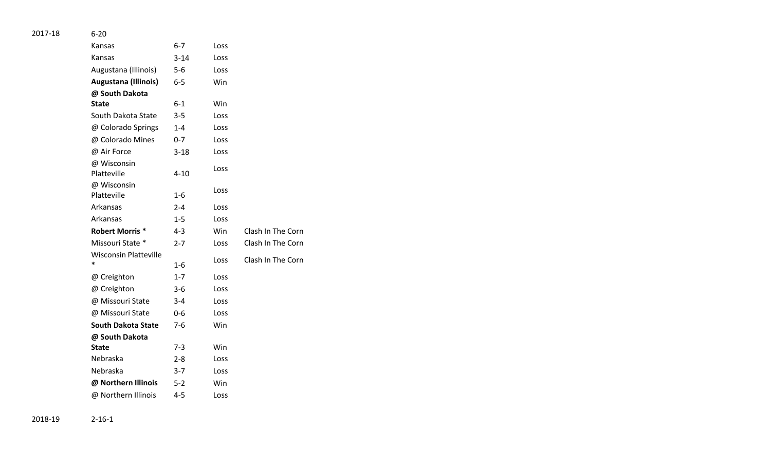| | | | | |
|---|---|---|---|---|
| 2017-18 | 6-20 | | | |
| | Kansas | 6-7 | Loss | |
| | Kansas | 3-14 | Loss | |
| | Augustana (Illinois) | 5-6 | Loss | |
| | **Augustana (Illinois)** | 6-5 | Win | |
| | **@ South Dakota State** | 6-1 | Win | |
| | South Dakota State | 3-5 | Loss | |
| | @ Colorado Springs | 1-4 | Loss | |
| | @ Colorado Mines | 0-7 | Loss | |
| | @ Air Force | 3-18 | Loss | |
| | @ Wisconsin Platteville | 4-10 | Loss | |
| | @ Wisconsin Platteville | 1-6 | Loss | |
| | Arkansas | 2-4 | Loss | |
| | Arkansas | 1-5 | Loss | |
| | **Robert Morris *** | 4-3 | Win | Clash In The Corn |
| | Missouri State * | 2-7 | Loss | Clash In The Corn |
| | Wisconsin Platteville * | 1-6 | Loss | Clash In The Corn |
| | @ Creighton | 1-7 | Loss | |
| | @ Creighton | 3-6 | Loss | |
| | @ Missouri State | 3-4 | Loss | |
| | @ Missouri State | 0-6 | Loss | |
| | **South Dakota State** | 7-6 | Win | |
| | **@ South Dakota State** | 7-3 | Win | |
| | Nebraska | 2-8 | Loss | |
| | Nebraska | 3-7 | Loss | |
| | **@ Northern Illinois** | 5-2 | Win | |
| | @ Northern Illinois | 4-5 | Loss | |
| 2018-19 | 2-16-1 | | | |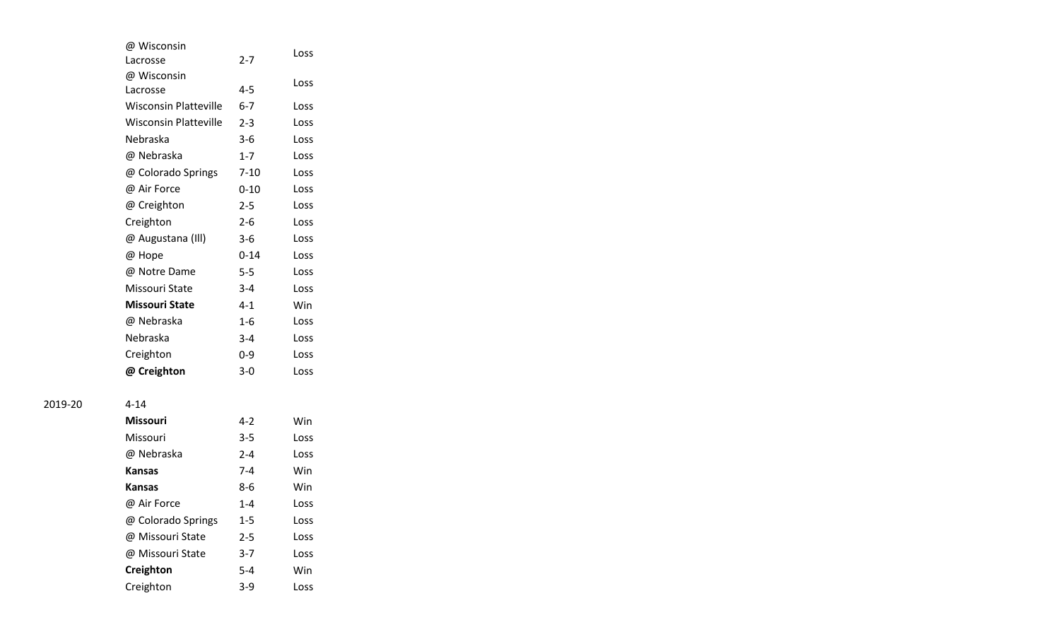| | | | |
|---|---|---|---|
| | @ Wisconsin Lacrosse | 2-7 | Loss |
| | @ Wisconsin Lacrosse | 4-5 | Loss |
| | Wisconsin Platteville | 6-7 | Loss |
| | Wisconsin Platteville | 2-3 | Loss |
| | Nebraska | 3-6 | Loss |
| | @ Nebraska | 1-7 | Loss |
| | @ Colorado Springs | 7-10 | Loss |
| | @ Air Force | 0-10 | Loss |
| | @ Creighton | 2-5 | Loss |
| | Creighton | 2-6 | Loss |
| | @ Augustana (Ill) | 3-6 | Loss |
| | @ Hope | 0-14 | Loss |
| | @ Notre Dame | 5-5 | Loss |
| | Missouri State | 3-4 | Loss |
| | **Missouri State** | 4-1 | Win |
| | @ Nebraska | 1-6 | Loss |
| | Nebraska | 3-4 | Loss |
| | Creighton | 0-9 | Loss |
| | **@ Creighton** | 3-0 | Loss |
| | | | |
| 2019-20 | 4-14 | | |
| | **Missouri** | 4-2 | Win |
| | Missouri | 3-5 | Loss |
| | @ Nebraska | 2-4 | Loss |
| | **Kansas** | 7-4 | Win |
| | **Kansas** | 8-6 | Win |
| | @ Air Force | 1-4 | Loss |
| | @ Colorado Springs | 1-5 | Loss |
| | @ Missouri State | 2-5 | Loss |
| | @ Missouri State | 3-7 | Loss |
| | **Creighton** | 5-4 | Win |
| | Creighton | 3-9 | Loss |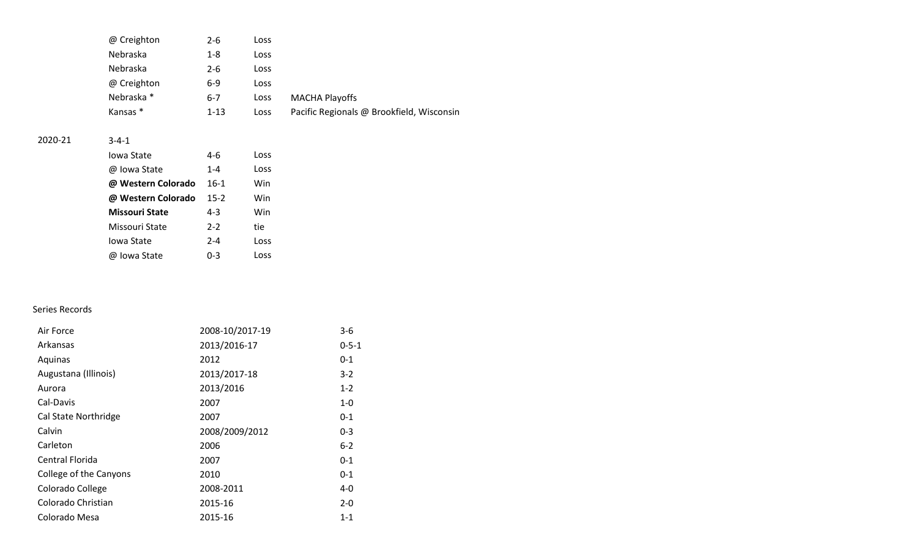| | | | | |
|---|---|---|---|---|
| | @ Creighton | 2-6 | Loss | |
| | Nebraska | 1-8 | Loss | |
| | Nebraska | 2-6 | Loss | |
| | @ Creighton | 6-9 | Loss | |
| | Nebraska * | 6-7 | Loss | MACHA Playoffs |
| | Kansas * | 1-13 | Loss | Pacific Regionals @ Brookfield, Wisconsin |
| 2020-21 | 3-4-1 | | | |
| | Iowa State | 4-6 | Loss | |
| | @ Iowa State | 1-4 | Loss | |
| | **@ Western Colorado** | 16-1 | Win | |
| | **@ Western Colorado** | 15-2 | Win | |
| | **Missouri State** | 4-3 | Win | |
| | Missouri State | 2-2 | tie | |
| | Iowa State | 2-4 | Loss | |
| | @ Iowa State | 0-3 | Loss | |

Series Records

| | | |
|---|---|---|
| Air Force | 2008-10/2017-19 | 3-6 |
| Arkansas | 2013/2016-17 | 0-5-1 |
| Aquinas | 2012 | 0-1 |
| Augustana (Illinois) | 2013/2017-18 | 3-2 |
| Aurora | 2013/2016 | 1-2 |
| Cal-Davis | 2007 | 1-0 |
| Cal State Northridge | 2007 | 0-1 |
| Calvin | 2008/2009/2012 | 0-3 |
| Carleton | 2006 | 6-2 |
| Central Florida | 2007 | 0-1 |
| College of the Canyons | 2010 | 0-1 |
| Colorado College | 2008-2011 | 4-0 |
| Colorado Christian | 2015-16 | 2-0 |
| Colorado Mesa | 2015-16 | 1-1 |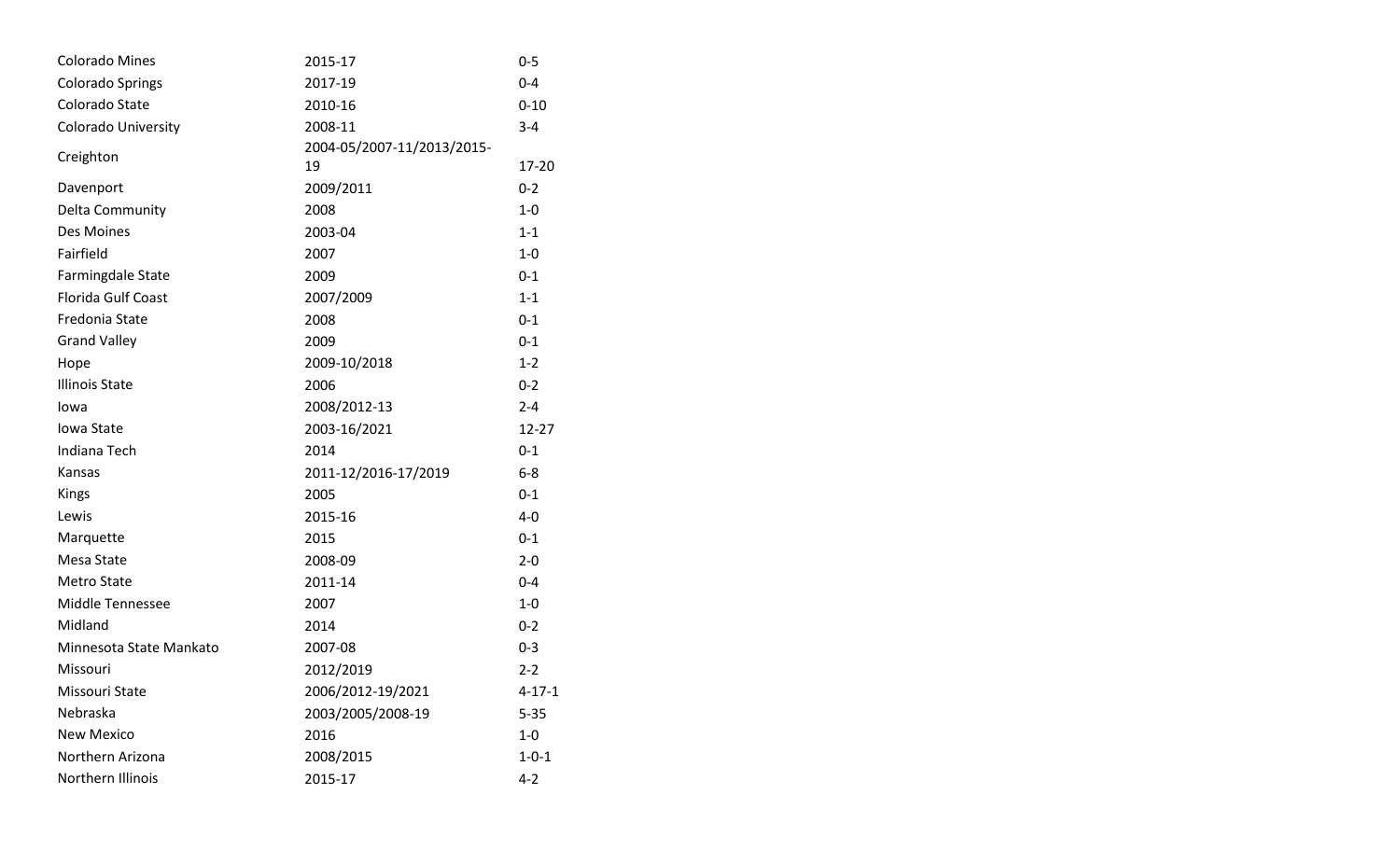| | | |
|---|---|---|
| Colorado Mines | 2015-17 | 0-5 |
| Colorado Springs | 2017-19 | 0-4 |
| Colorado State | 2010-16 | 0-10 |
| Colorado University | 2008-11 | 3-4 |
| Creighton | 2004-05/2007-11/2013/2015-19 | 17-20 |
| Davenport | 2009/2011 | 0-2 |
| Delta Community | 2008 | 1-0 |
| Des Moines | 2003-04 | 1-1 |
| Fairfield | 2007 | 1-0 |
| Farmingdale State | 2009 | 0-1 |
| Florida Gulf Coast | 2007/2009 | 1-1 |
| Fredonia State | 2008 | 0-1 |
| Grand Valley | 2009 | 0-1 |
| Hope | 2009-10/2018 | 1-2 |
| Illinois State | 2006 | 0-2 |
| Iowa | 2008/2012-13 | 2-4 |
| Iowa State | 2003-16/2021 | 12-27 |
| Indiana Tech | 2014 | 0-1 |
| Kansas | 2011-12/2016-17/2019 | 6-8 |
| Kings | 2005 | 0-1 |
| Lewis | 2015-16 | 4-0 |
| Marquette | 2015 | 0-1 |
| Mesa State | 2008-09 | 2-0 |
| Metro State | 2011-14 | 0-4 |
| Middle Tennessee | 2007 | 1-0 |
| Midland | 2014 | 0-2 |
| Minnesota State Mankato | 2007-08 | 0-3 |
| Missouri | 2012/2019 | 2-2 |
| Missouri State | 2006/2012-19/2021 | 4-17-1 |
| Nebraska | 2003/2005/2008-19 | 5-35 |
| New Mexico | 2016 | 1-0 |
| Northern Arizona | 2008/2015 | 1-0-1 |
| Northern Illinois | 2015-17 | 4-2 |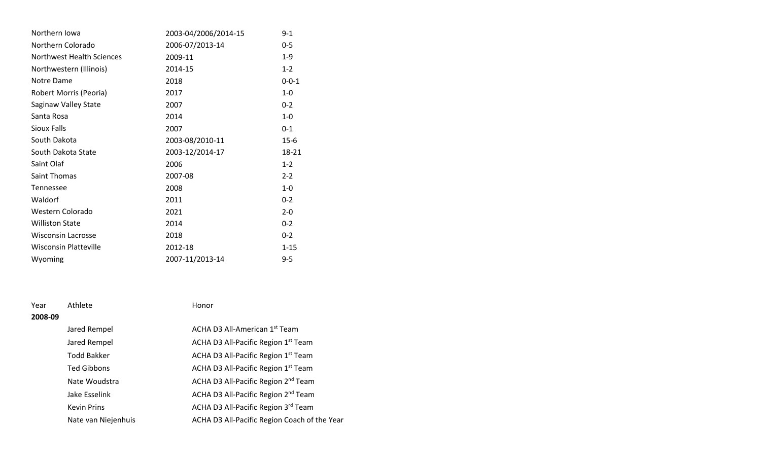| | | |
|---|---|---|
| Northern Iowa | 2003-04/2006/2014-15 | 9-1 |
| Northern Colorado | 2006-07/2013-14 | 0-5 |
| Northwest Health Sciences | 2009-11 | 1-9 |
| Northwestern (Illinois) | 2014-15 | 1-2 |
| Notre Dame | 2018 | 0-0-1 |
| Robert Morris (Peoria) | 2017 | 1-0 |
| Saginaw Valley State | 2007 | 0-2 |
| Santa Rosa | 2014 | 1-0 |
| Sioux Falls | 2007 | 0-1 |
| South Dakota | 2003-08/2010-11 | 15-6 |
| South Dakota State | 2003-12/2014-17 | 18-21 |
| Saint Olaf | 2006 | 1-2 |
| Saint Thomas | 2007-08 | 2-2 |
| Tennessee | 2008 | 1-0 |
| Waldorf | 2011 | 0-2 |
| Western Colorado | 2021 | 2-0 |
| Williston State | 2014 | 0-2 |
| Wisconsin Lacrosse | 2018 | 0-2 |
| Wisconsin Platteville | 2012-18 | 1-15 |
| Wyoming | 2007-11/2013-14 | 9-5 |

| Year | Athlete | Honor |
|---|---|---|
| **2008-09** | | |
| | Jared Rempel | ACHA D3 All-American 1st Team |
| | Jared Rempel | ACHA D3 All-Pacific Region 1st Team |
| | Todd Bakker | ACHA D3 All-Pacific Region 1st Team |
| | Ted Gibbons | ACHA D3 All-Pacific Region 1st Team |
| | Nate Woudstra | ACHA D3 All-Pacific Region 2nd Team |
| | Jake Esselink | ACHA D3 All-Pacific Region 2nd Team |
| | Kevin Prins | ACHA D3 All-Pacific Region 3rd Team |
| | Nate van Niejenhuis | ACHA D3 All-Pacific Region Coach of the Year |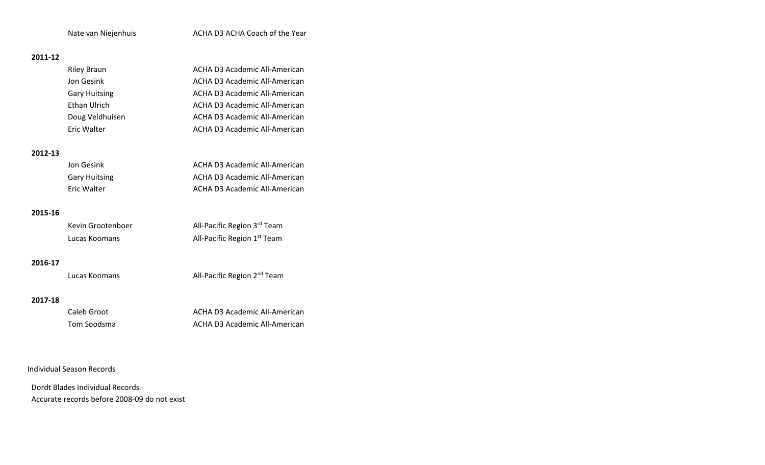| | | |
|---|---|---|
| | Nate van Niejenhuis | ACHA D3 ACHA Coach of the Year |
| **2011-12** | | |
| | Riley Braun | ACHA D3 Academic All-American |
| | Jon Gesink | ACHA D3 Academic All-American |
| | Gary Huitsing | ACHA D3 Academic All-American |
| | Ethan Ulrich | ACHA D3 Academic All-American |
| | Doug Veldhuisen | ACHA D3 Academic All-American |
| | Eric Walter | ACHA D3 Academic All-American |
| **2012-13** | | |
| | Jon Gesink | ACHA D3 Academic All-American |
| | Gary Huitsing | ACHA D3 Academic All-American |
| | Eric Walter | ACHA D3 Academic All-American |
| **2015-16** | | |
| | Kevin Grootenboer | All-Pacific Region 3rd Team |
| | Lucas Koomans | All-Pacific Region 1st Team |
| **2016-17** | | |
| | Lucas Koomans | All-Pacific Region 2nd Team |
| **2017-18** | | |
| | Caleb Groot | ACHA D3 Academic All-American |
| | Tom Soodsma | ACHA D3 Academic All-American |

Individual Season Records

Dordt Blades Individual Records

Accurate records before 2008-09 do not exist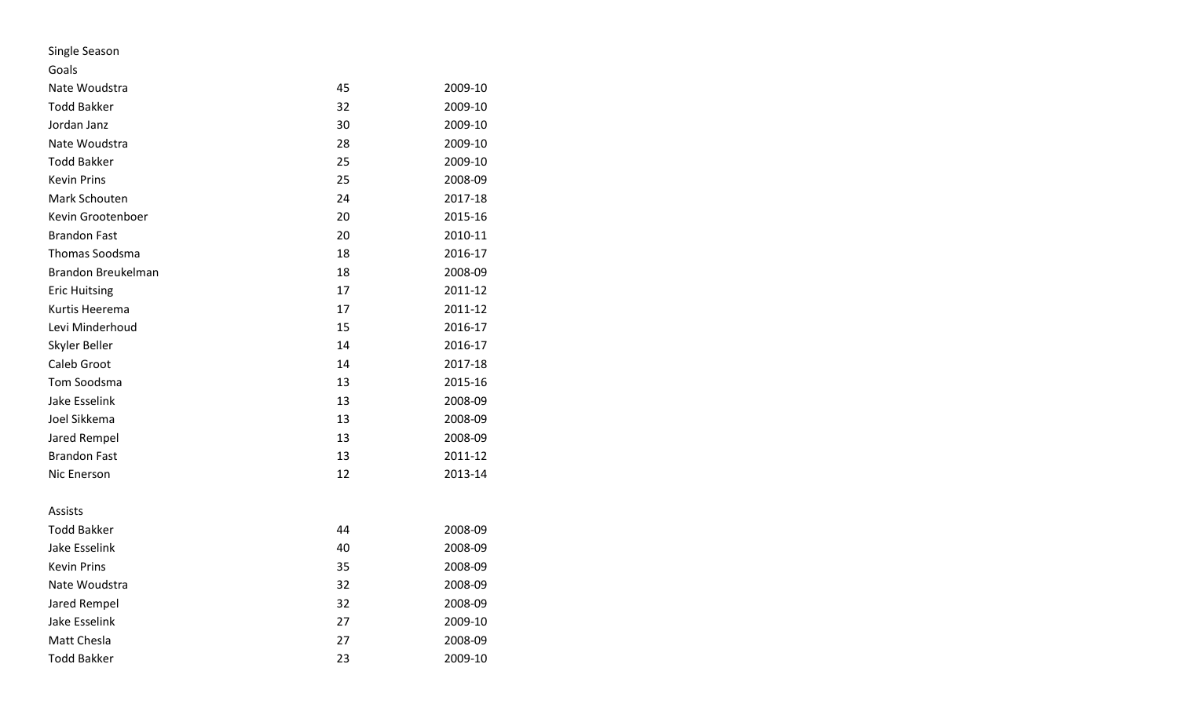Single Season

Goals

| | | |
|---|---|---|
| Nate Woudstra | 45 | 2009-10 |
| Todd Bakker | 32 | 2009-10 |
| Jordan Janz | 30 | 2009-10 |
| Nate Woudstra | 28 | 2009-10 |
| Todd Bakker | 25 | 2009-10 |
| Kevin Prins | 25 | 2008-09 |
| Mark Schouten | 24 | 2017-18 |
| Kevin Grootenboer | 20 | 2015-16 |
| Brandon Fast | 20 | 2010-11 |
| Thomas Soodsma | 18 | 2016-17 |
| Brandon Breukelman | 18 | 2008-09 |
| Eric Huitsing | 17 | 2011-12 |
| Kurtis Heerema | 17 | 2011-12 |
| Levi Minderhoud | 15 | 2016-17 |
| Skyler Beller | 14 | 2016-17 |
| Caleb Groot | 14 | 2017-18 |
| Tom Soodsma | 13 | 2015-16 |
| Jake Esselink | 13 | 2008-09 |
| Joel Sikkema | 13 | 2008-09 |
| Jared Rempel | 13 | 2008-09 |
| Brandon Fast | 13 | 2011-12 |
| Nic Enerson | 12 | 2013-14 |

Assists

| | | |
|---|---|---|
| Todd Bakker | 44 | 2008-09 |
| Jake Esselink | 40 | 2008-09 |
| Kevin Prins | 35 | 2008-09 |
| Nate Woudstra | 32 | 2008-09 |
| Jared Rempel | 32 | 2008-09 |
| Jake Esselink | 27 | 2009-10 |
| Matt Chesla | 27 | 2008-09 |
| Todd Bakker | 23 | 2009-10 |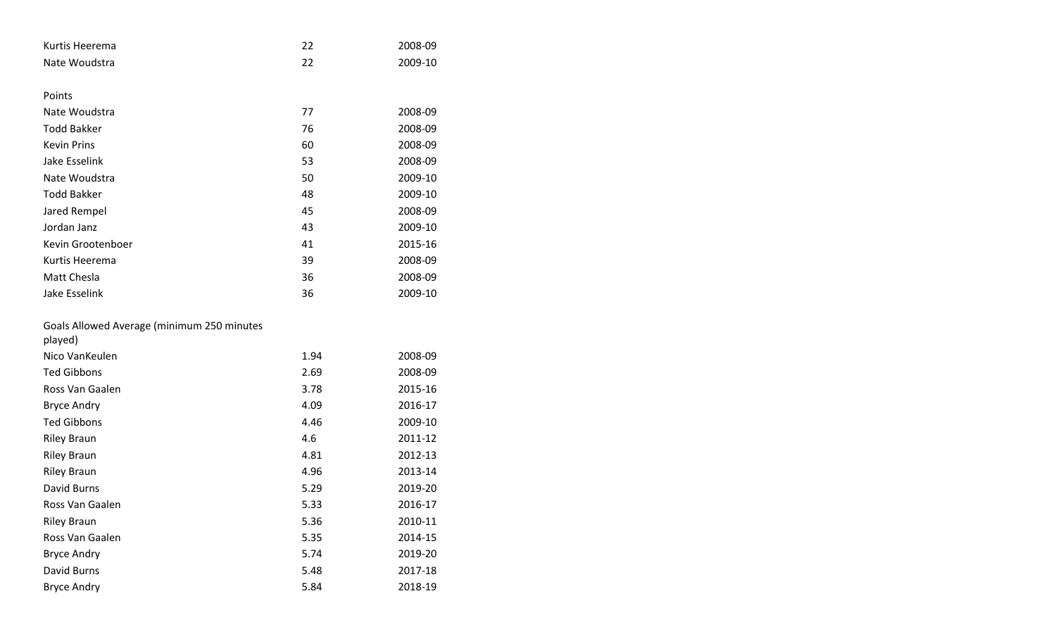| | | |
|---|---|---|
| Kurtis Heerema | 22 | 2008-09 |
| Nate Woudstra | 22 | 2009-10 |

Points

| | | |
|---|---|---|
| Nate Woudstra | 77 | 2008-09 |
| Todd Bakker | 76 | 2008-09 |
| Kevin Prins | 60 | 2008-09 |
| Jake Esselink | 53 | 2008-09 |
| Nate Woudstra | 50 | 2009-10 |
| Todd Bakker | 48 | 2009-10 |
| Jared Rempel | 45 | 2008-09 |
| Jordan Janz | 43 | 2009-10 |
| Kevin Grootenboer | 41 | 2015-16 |
| Kurtis Heerema | 39 | 2008-09 |
| Matt Chesla | 36 | 2008-09 |
| Jake Esselink | 36 | 2009-10 |

Goals Allowed Average (minimum 250 minutes played)

| | | |
|---|---|---|
| Nico VanKeulen | 1.94 | 2008-09 |
| Ted Gibbons | 2.69 | 2008-09 |
| Ross Van Gaalen | 3.78 | 2015-16 |
| Bryce Andry | 4.09 | 2016-17 |
| Ted Gibbons | 4.46 | 2009-10 |
| Riley Braun | 4.6 | 2011-12 |
| Riley Braun | 4.81 | 2012-13 |
| Riley Braun | 4.96 | 2013-14 |
| David Burns | 5.29 | 2019-20 |
| Ross Van Gaalen | 5.33 | 2016-17 |
| Riley Braun | 5.36 | 2010-11 |
| Ross Van Gaalen | 5.35 | 2014-15 |
| Bryce Andry | 5.74 | 2019-20 |
| David Burns | 5.48 | 2017-18 |
| Bryce Andry | 5.84 | 2018-19 |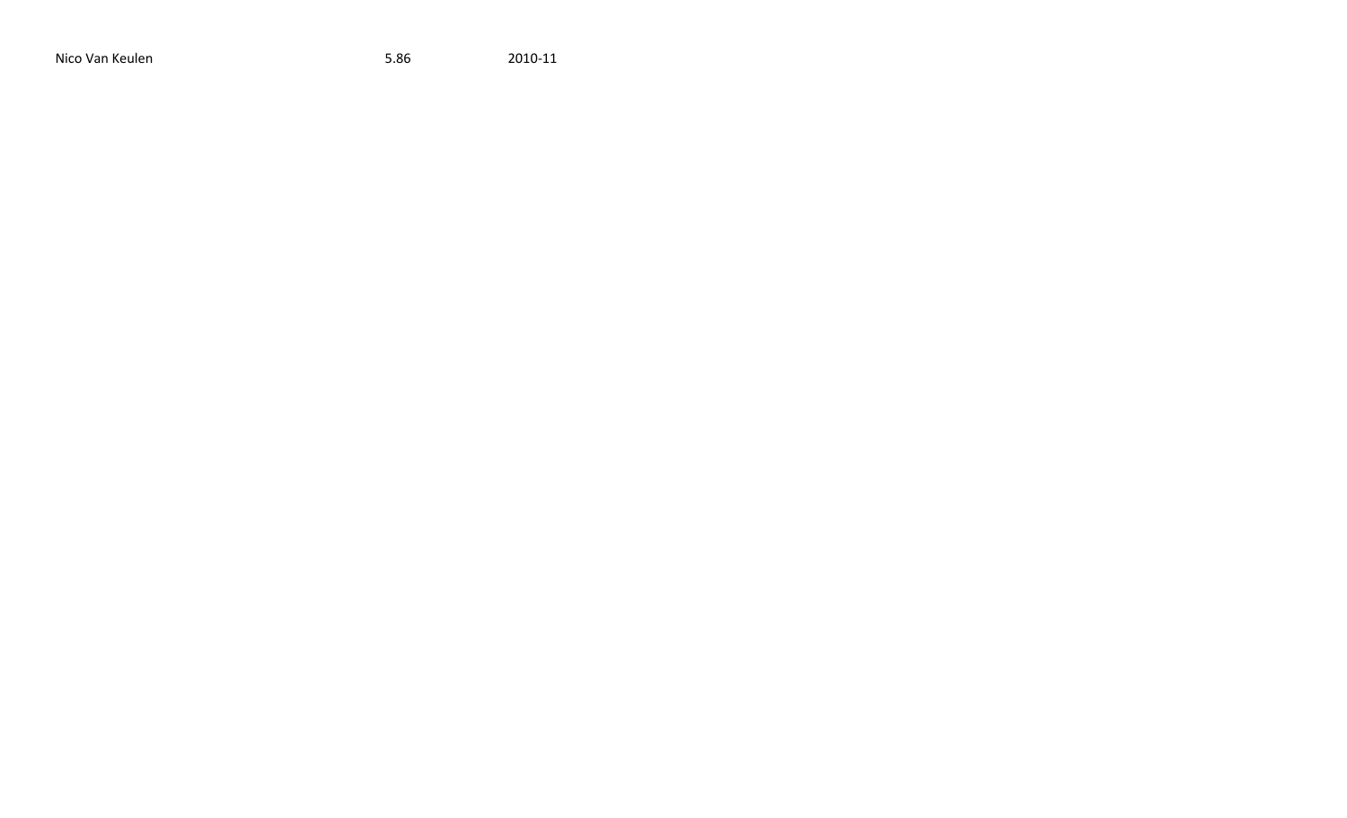| | | |
|---|---|---|
| Nico Van Keulen | 5.86 | 2010-11 |